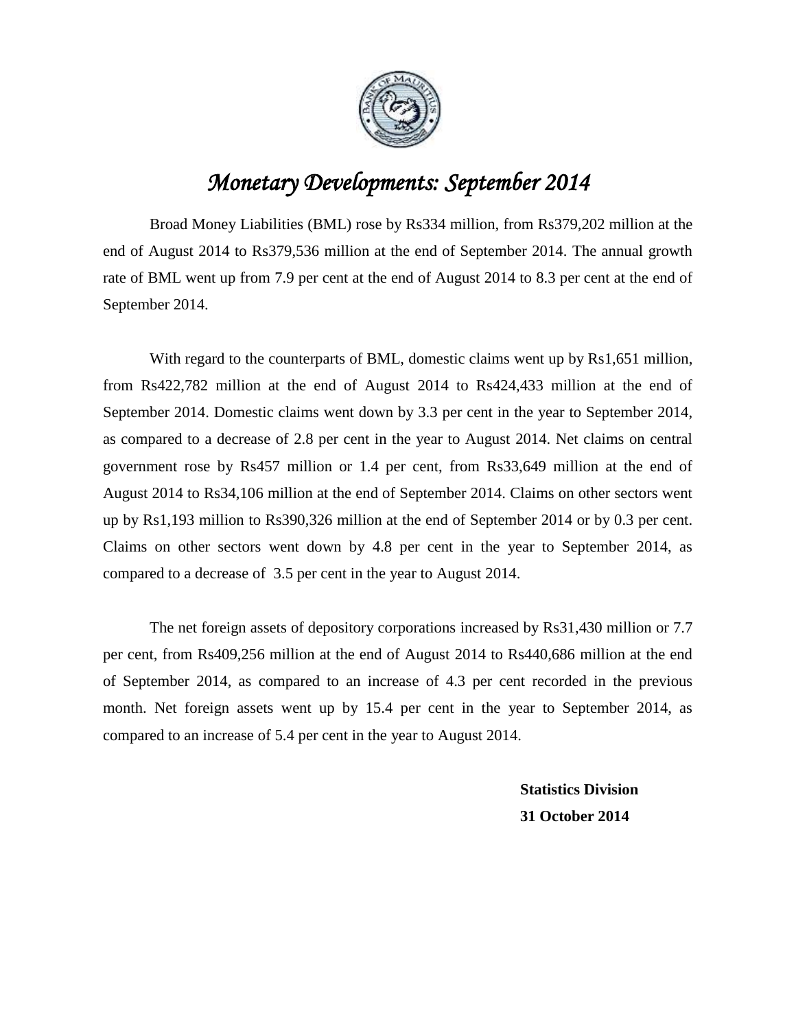# *Monetary Developments: September 2014*

Broad Money Liabilities (BML) rose by Rs334 million, from Rs379,202 million at the end of August 2014 to Rs379,536 million at the end of September 2014. The annual growth rate of BML went up from 7.9 per cent at the end of August 2014 to 8.3 per cent at the end of September 2014.

With regard to the counterparts of BML, domestic claims went up by Rs1,651 million, from Rs422,782 million at the end of August 2014 to Rs424,433 million at the end of September 2014. Domestic claims went down by 3.3 per cent in the year to September 2014, as compared to a decrease of 2.8 per cent in the year to August 2014. Net claims on central government rose by Rs457 million or 1.4 per cent, from Rs33,649 million at the end of August 2014 to Rs34,106 million at the end of September 2014. Claims on other sectors went up by Rs1,193 million to Rs390,326 million at the end of September 2014 or by 0.3 per cent. Claims on other sectors went down by 4.8 per cent in the year to September 2014, as compared to a decrease of 3.5 per cent in the year to August 2014.

The net foreign assets of depository corporations increased by Rs31,430 million or 7.7 per cent, from Rs409,256 million at the end of August 2014 to Rs440,686 million at the end of September 2014, as compared to an increase of 4.3 per cent recorded in the previous month. Net foreign assets went up by 15.4 per cent in the year to September 2014, as compared to an increase of 5.4 per cent in the year to August 2014.

**Statistics Division**
**31 October 2014**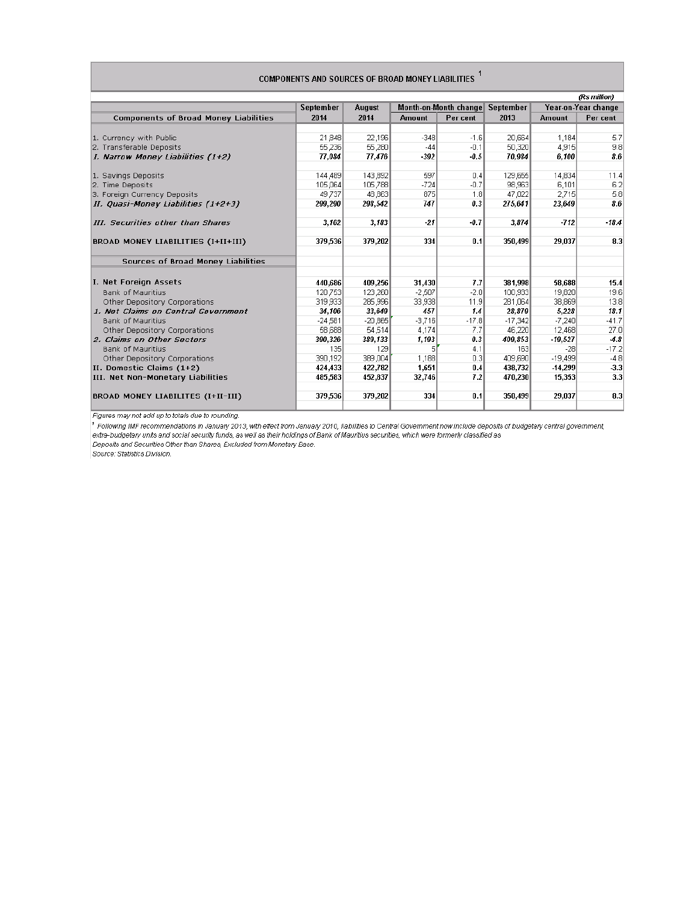# COMPONENTS AND SOURCES OF BROAD MONEY LIABILITIES [1]

(Rs million)

| Components of Broad Money Liabilities | September 2014 | August 2014 | Month-on-Month change | | September 2013 | Year-on-Year change | |
|---|---|---|---|---|---|---|---|
| | | | Amount | Per cent | | Amount | Per cent |
| 1. Currency with Public | 21,848 | 22,196 | -348 | -1.6 | 20,664 | 1,184 | 5.7 |
| 2. Transferable Deposits | 55,236 | 55,280 | -44 | -0.1 | 50,320 | 4,916 | 9.8 |
| ***I. Narrow Money Liabilities (1+2)*** | ***77,084*** | ***77,476*** | ***-392*** | ***-0.5*** | ***70,984*** | ***6,100*** | ***8.6*** |
| 1. Savings Deposits | 144,489 | 143,892 | 597 | 0.4 | 129,655 | 14,834 | 11.4 |
| 2. Time Deposits | 105,064 | 105,788 | -724 | -0.7 | 98,963 | 6,101 | 6.2 |
| 3. Foreign Currency Deposits | 49,737 | 48,863 | 875 | 1.8 | 47,022 | 2,715 | 5.8 |
| ***II. Quasi-Money Liabilities (1+2+3)*** | ***299,290*** | ***298,542*** | ***747*** | ***0.3*** | ***275,641*** | ***23,649*** | ***8.6*** |
| ***III. Securities other than Shares*** | ***3,162*** | ***3,183*** | ***-21*** | ***-0.7*** | ***3,874*** | ***-712*** | ***-18.4*** |
| **BROAD MONEY LIABILITIES (I+II+III)** | **379,536** | **379,202** | **334** | **0.1** | **350,499** | **29,037** | **8.3** |
| **Sources of Broad Money Liabilities** | | | | | | | |
| **I. Net Foreign Assets** | **440,686** | **409,256** | **31,430** | **7.7** | **381,998** | **58,688** | **15.4** |
| Bank of Mauritius | 120,753 | 123,260 | -2,507 | -2.0 | 100,933 | 19,820 | 19.6 |
| Other Depository Corporations | 319,933 | 285,996 | 33,938 | 11.9 | 281,064 | 38,869 | 13.8 |
| ***1. Net Claims on Central Government*** | ***34,106*** | ***33,649*** | ***457*** | ***1.4*** | ***28,879*** | ***5,228*** | ***18.1*** |
| Bank of Mauritius | -24,581 | -20,865 | -3,716 | -17.8 | -17,342 | -7,240 | -41.7 |
| Other Depository Corporations | 58,688 | 54,514 | 4,174 | 7.7 | 46,220 | 12,468 | 27.0 |
| ***2. Claims on Other Sectors*** | ***390,326*** | ***389,133*** | ***1,193*** | ***0.3*** | ***409,853*** | ***-19,527*** | ***-4.8*** |
| Bank of Mauritius | 135 | 129 | 5 | 4.1 | 163 | -28 | -17.2 |
| Other Depository Corporations | 390,192 | 389,004 | 1,188 | 0.3 | 409,690 | -19,499 | -4.8 |
| **II. Domestic Claims (1+2)** | **424,433** | **422,782** | **1,651** | **0.4** | **438,732** | **-14,299** | **-3.3** |
| **III. Net Non-Monetary Liabilities** | **485,583** | **452,837** | **32,746** | **7.2** | **470,230** | **15,353** | **3.3** |
| **BROAD MONEY LIABILITES (I+II-III)** | **379,536** | **379,202** | **334** | **0.1** | **350,499** | **29,037** | **8.3** |

*Figures may not add up to totals due to rounding.*

[1] *Following IMF recommendations in January 2013, with effect from January 2010, liabilities to Central Government now include deposits of budgetary central government, extra-budgetary units and social security funds, as well as their holdings of Bank of Mauritius securities, which were formerly classified as Deposits and Securities Other than Shares, Excluded from Monetary Base.*

*Source: Statistics Division.*